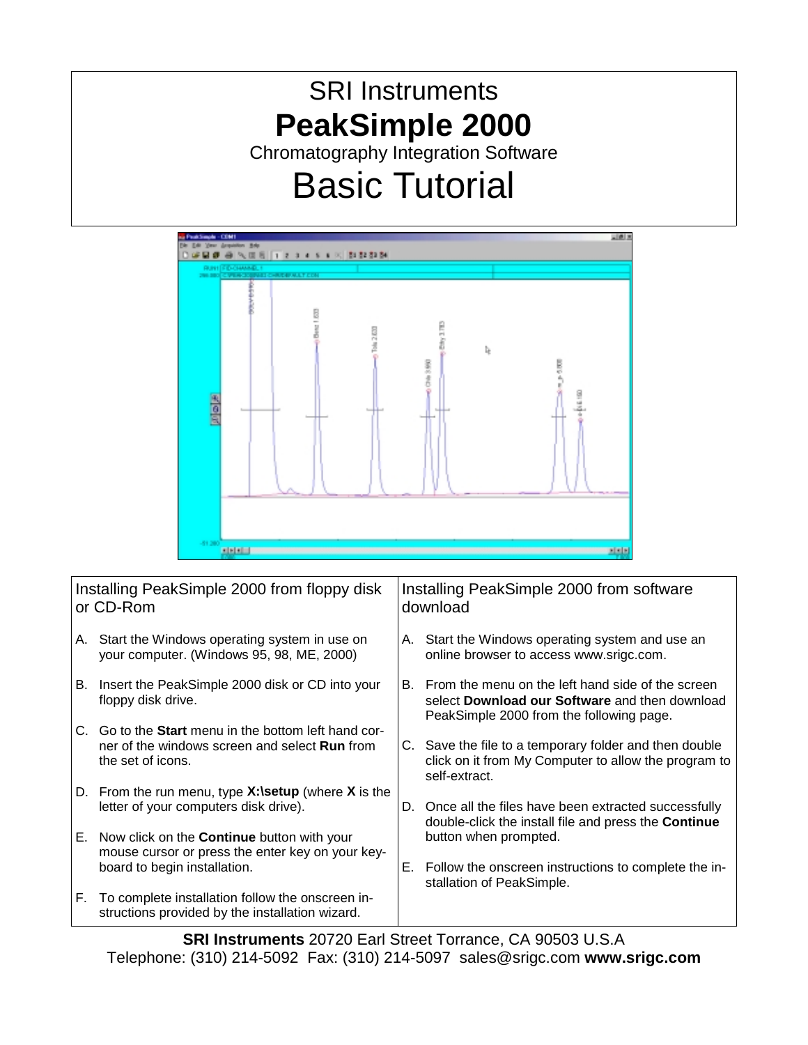# SRI Instruments

# PeakSimple 2000

Chromatography Integration Software

# Basic Tutorial

## Installing PeakSimple 2000 from floppy disk or CD-Rom

A. Start the Windows operating system in use on your computer. (Windows 95, 98, ME, 2000)

B. Insert the PeakSimple 2000 disk or CD into your floppy disk drive.

C. Go to the **Start** menu in the bottom left hand corner of the windows screen and select **Run** from the set of icons.

D. From the run menu, type **X:\setup** (where **X** is the letter of your computers disk drive).

E. Now click on the **Continue** button with your mouse cursor or press the enter key on your keyboard to begin installation.

F. To complete installation follow the onscreen instructions provided by the installation wizard.

## Installing PeakSimple 2000 from software download

A. Start the Windows operating system and use an online browser to access www.srigc.com.

B. From the menu on the left hand side of the screen select **Download our Software** and then download PeakSimple 2000 from the following page.

C. Save the file to a temporary folder and then double click on it from My Computer to allow the program to self-extract.

D. Once all the files have been extracted successfully double-click the install file and press the **Continue** button when prompted.

E. Follow the onscreen instructions to complete the installation of PeakSimple.

**SRI Instruments** 20720 Earl Street Torrance, CA 90503 U.S.A
Telephone: (310) 214-5092 Fax: (310) 214-5097 sales@srigc.com **www.srigc.com**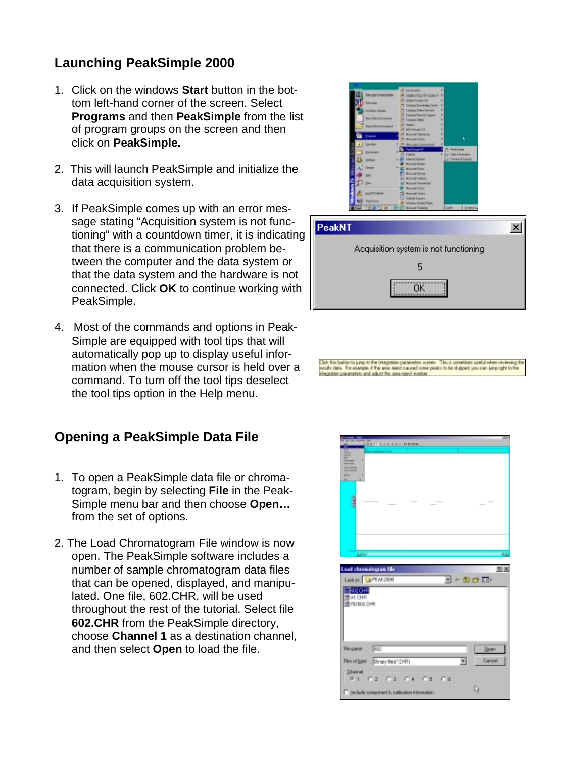## Launching PeakSimple 2000

1. Click on the windows **Start** button in the bottom left-hand corner of the screen. Select **Programs** and then **PeakSimple** from the list of program groups on the screen and then click on **PeakSimple.**

2. This will launch PeakSimple and initialize the data acquisition system.

3. If PeakSimple comes up with an error message stating "Acquisition system is not functioning" with a countdown timer, it is indicating that there is a communication problem between the computer and the data system or that the data system and the hardware is not connected. Click **OK** to continue working with PeakSimple.

4. Most of the commands and options in PeakSimple are equipped with tool tips that will automatically pop up to display useful information when the mouse cursor is held over a command. To turn off the tool tips deselect the tool tips option in the Help menu.

## Opening a PeakSimple Data File

1. To open a PeakSimple data file or chromatogram, begin by selecting **File** in the PeakSimple menu bar and then choose **Open…** from the set of options.

2. The Load Chromatogram File window is now open. The PeakSimple software includes a number of sample chromatogram data files that can be opened, displayed, and manipulated. One file, 602.CHR, will be used throughout the rest of the tutorial. Select file **602.CHR** from the PeakSimple directory, choose **Channel 1** as a destination channel, and then select **Open** to load the file.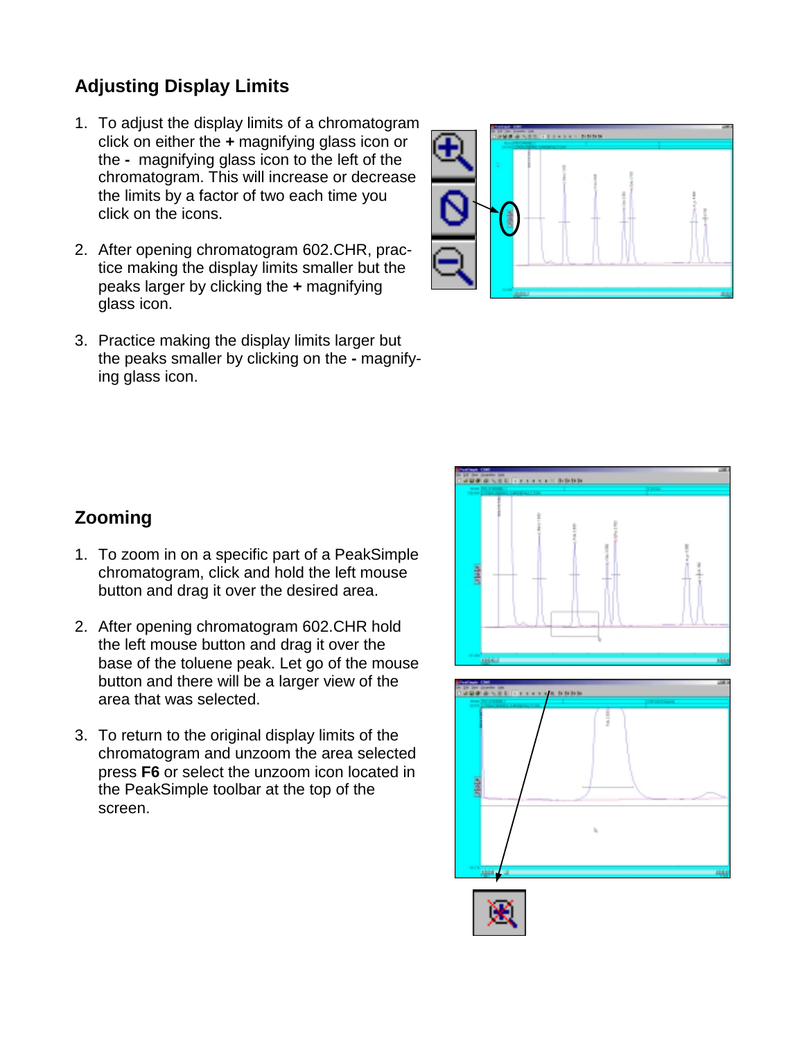## Adjusting Display Limits

1. To adjust the display limits of a chromatogram click on either the **+** magnifying glass icon or the **-** magnifying glass icon to the left of the chromatogram. This will increase or decrease the limits by a factor of two each time you click on the icons.

2. After opening chromatogram 602.CHR, practice making the display limits smaller but the peaks larger by clicking the **+** magnifying glass icon.

3. Practice making the display limits larger but the peaks smaller by clicking on the **-** magnifying glass icon.

## Zooming

1. To zoom in on a specific part of a PeakSimple chromatogram, click and hold the left mouse button and drag it over the desired area.

2. After opening chromatogram 602.CHR hold the left mouse button and drag it over the base of the toluene peak. Let go of the mouse button and there will be a larger view of the area that was selected.

3. To return to the original display limits of the chromatogram and unzoom the area selected press **F6** or select the unzoom icon located in the PeakSimple toolbar at the top of the screen.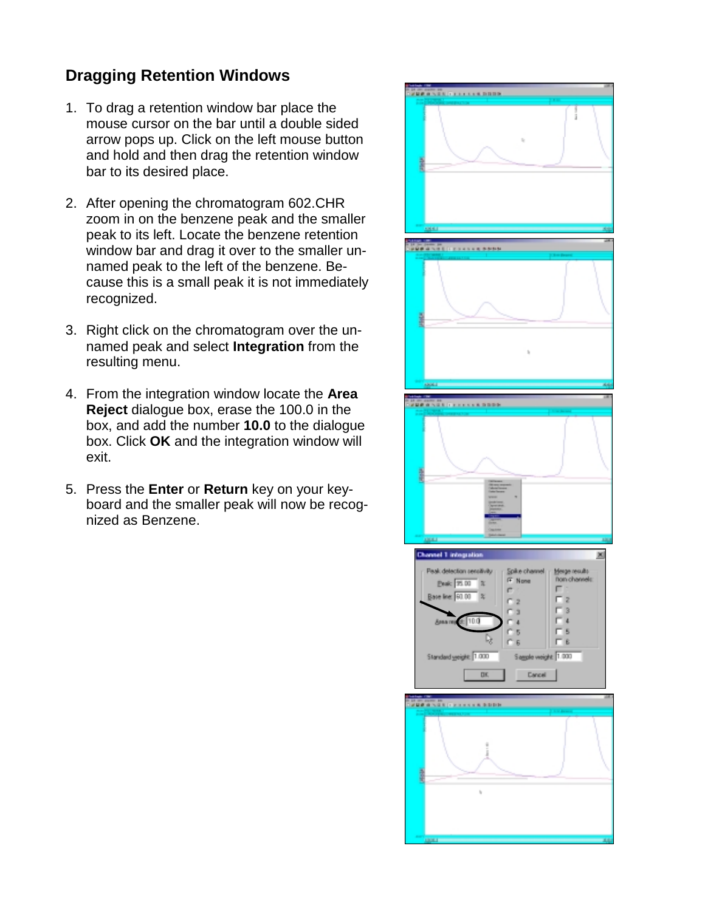## Dragging Retention Windows

1. To drag a retention window bar place the mouse cursor on the bar until a double sided arrow pops up. Click on the left mouse button and hold and then drag the retention window bar to its desired place.

2. After opening the chromatogram 602.CHR zoom in on the benzene peak and the smaller peak to its left. Locate the benzene retention window bar and drag it over to the smaller unnamed peak to the left of the benzene. Because this is a small peak it is not immediately recognized.

3. Right click on the chromatogram over the unnamed peak and select **Integration** from the resulting menu.

4. From the integration window locate the **Area Reject** dialogue box, erase the 100.0 in the box, and add the number **10.0** to the dialogue box. Click **OK** and the integration window will exit.

5. Press the **Enter** or **Return** key on your keyboard and the smaller peak will now be recognized as Benzene.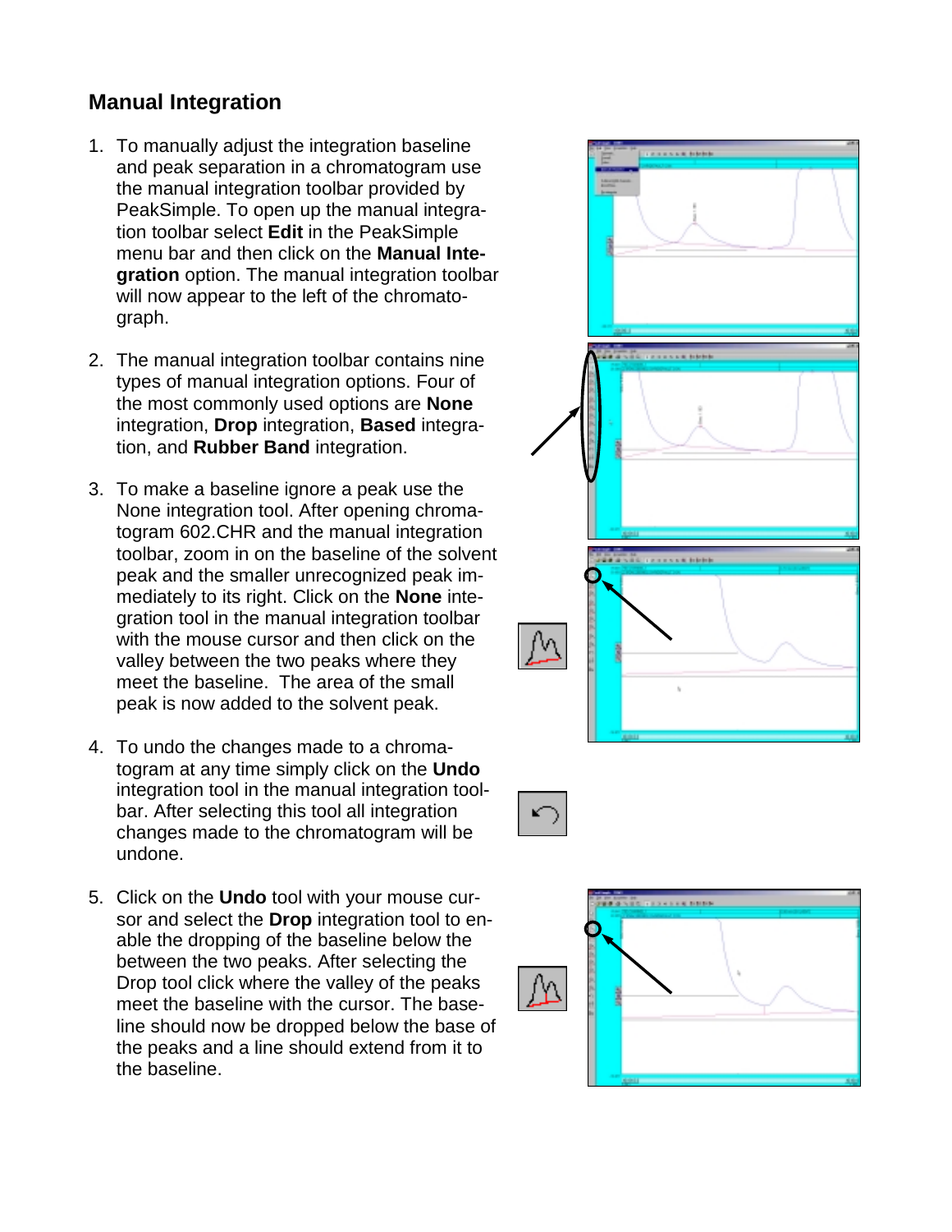## Manual Integration

1. To manually adjust the integration baseline and peak separation in a chromatogram use the manual integration toolbar provided by PeakSimple. To open up the manual integration toolbar select **Edit** in the PeakSimple menu bar and then click on the **Manual Integration** option. The manual integration toolbar will now appear to the left of the chromatograph.

2. The manual integration toolbar contains nine types of manual integration options. Four of the most commonly used options are **None** integration, **Drop** integration, **Based** integration, and **Rubber Band** integration.

3. To make a baseline ignore a peak use the None integration tool. After opening chromatogram 602.CHR and the manual integration toolbar, zoom in on the baseline of the solvent peak and the smaller unrecognized peak immediately to its right. Click on the **None** integration tool in the manual integration toolbar with the mouse cursor and then click on the valley between the two peaks where they meet the baseline. The area of the small peak is now added to the solvent peak.

4. To undo the changes made to a chromatogram at any time simply click on the **Undo** integration tool in the manual integration toolbar. After selecting this tool all integration changes made to the chromatogram will be undone.

5. Click on the **Undo** tool with your mouse cursor and select the **Drop** integration tool to enable the dropping of the baseline below the between the two peaks. After selecting the Drop tool click where the valley of the peaks meet the baseline with the cursor. The baseline should now be dropped below the base of the peaks and a line should extend from it to the baseline.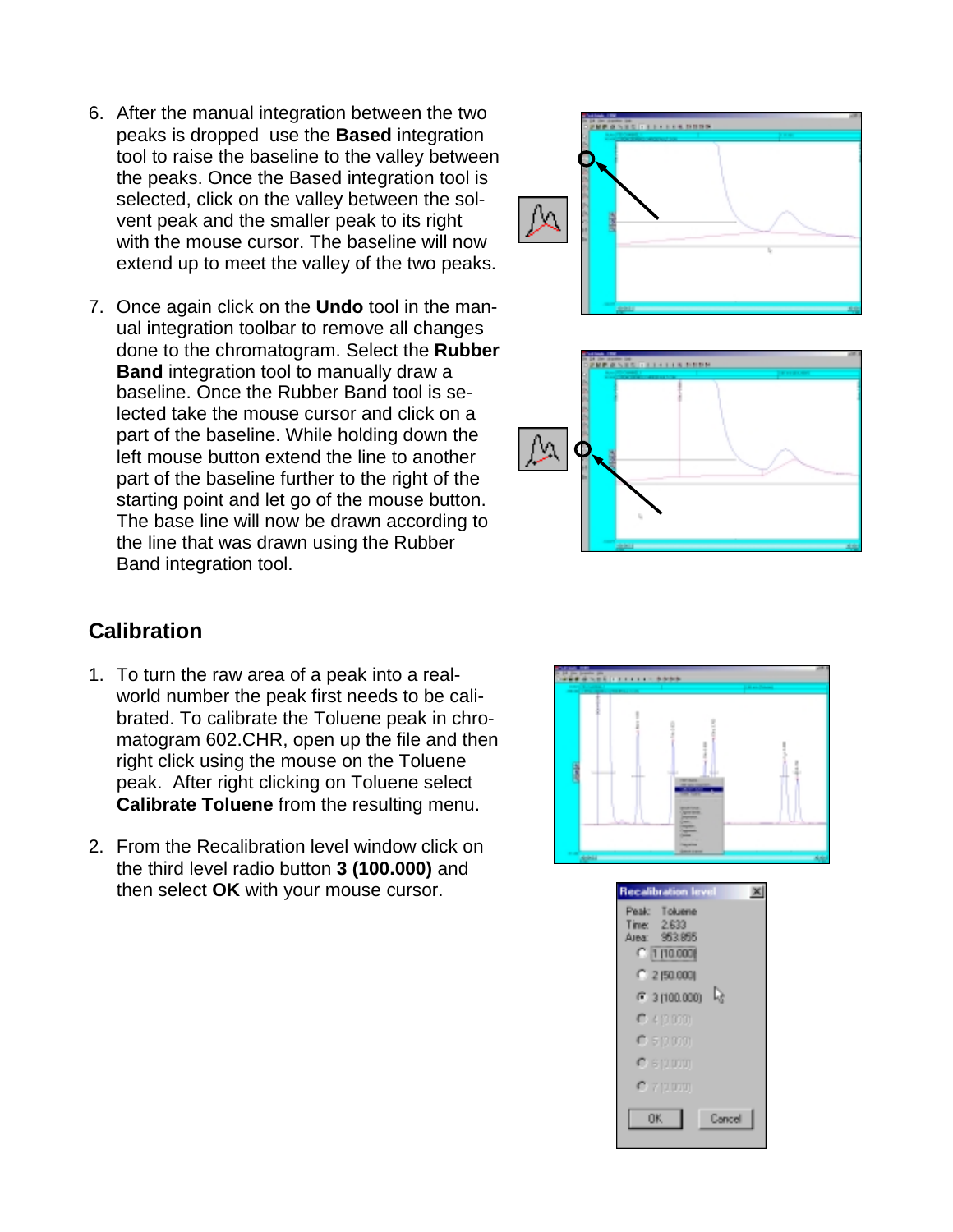6. After the manual integration between the two peaks is dropped use the **Based** integration tool to raise the baseline to the valley between the peaks. Once the Based integration tool is selected, click on the valley between the solvent peak and the smaller peak to its right with the mouse cursor. The baseline will now extend up to meet the valley of the two peaks.

7. Once again click on the **Undo** tool in the manual integration toolbar to remove all changes done to the chromatogram. Select the **Rubber Band** integration tool to manually draw a baseline. Once the Rubber Band tool is selected take the mouse cursor and click on a part of the baseline. While holding down the left mouse button extend the line to another part of the baseline further to the right of the starting point and let go of the mouse button. The base line will now be drawn according to the line that was drawn using the Rubber Band integration tool.

## Calibration

1. To turn the raw area of a peak into a real-world number the peak first needs to be calibrated. To calibrate the Toluene peak in chromatogram 602.CHR, open up the file and then right click using the mouse on the Toluene peak. After right clicking on Toluene select **Calibrate Toluene** from the resulting menu.

2. From the Recalibration level window click on the third level radio button **3 (100.000)** and then select **OK** with your mouse cursor.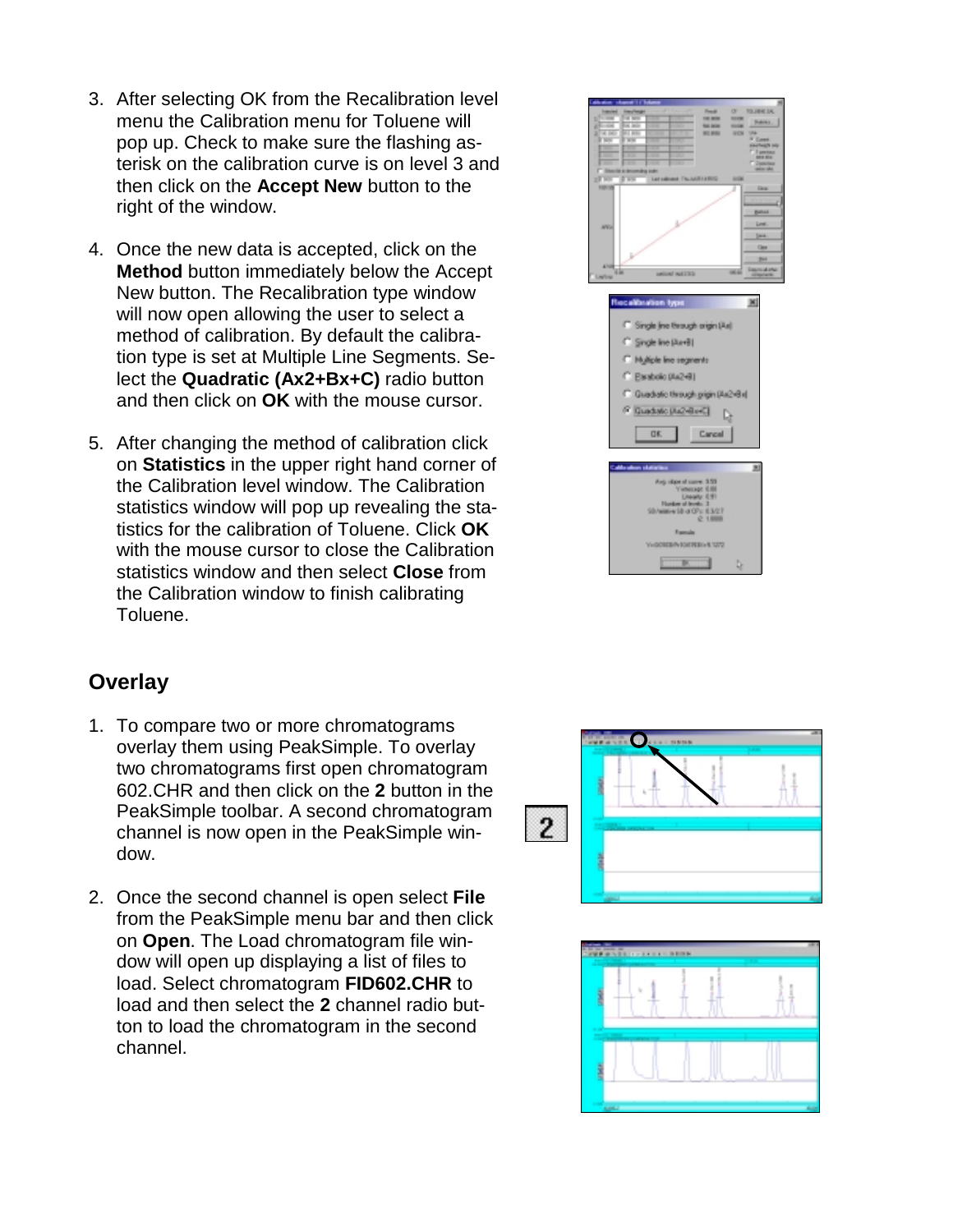3. After selecting OK from the Recalibration level menu the Calibration menu for Toluene will pop up. Check to make sure the flashing asterisk on the calibration curve is on level 3 and then click on the **Accept New** button to the right of the window.

4. Once the new data is accepted, click on the **Method** button immediately below the Accept New button. The Recalibration type window will now open allowing the user to select a method of calibration. By default the calibration type is set at Multiple Line Segments. Select the **Quadratic (Ax2+Bx+C)** radio button and then click on **OK** with the mouse cursor.

5. After changing the method of calibration click on **Statistics** in the upper right hand corner of the Calibration level window. The Calibration statistics window will pop up revealing the statistics for the calibration of Toluene. Click **OK** with the mouse cursor to close the Calibration statistics window and then select **Close** from the Calibration window to finish calibrating Toluene.

## Overlay

1. To compare two or more chromatograms overlay them using PeakSimple. To overlay two chromatograms first open chromatogram 602.CHR and then click on the **2** button in the PeakSimple toolbar. A second chromatogram channel is now open in the PeakSimple window.

2. Once the second channel is open select **File** from the PeakSimple menu bar and then click on **Open**. The Load chromatogram file window will open up displaying a list of files to load. Select chromatogram **FID602.CHR** to load and then select the **2** channel radio button to load the chromatogram in the second channel.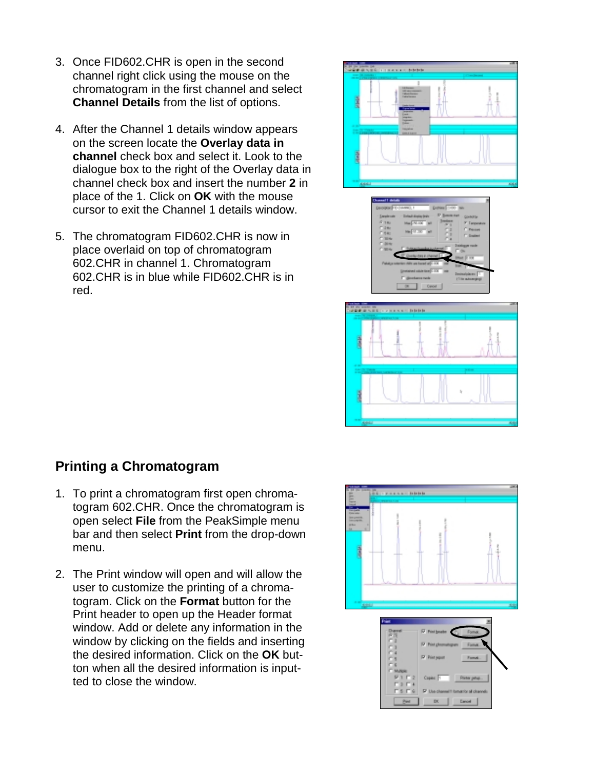3. Once FID602.CHR is open in the second channel right click using the mouse on the chromatogram in the first channel and select **Channel Details** from the list of options.

4. After the Channel 1 details window appears on the screen locate the **Overlay data in channel** check box and select it. Look to the dialogue box to the right of the Overlay data in channel check box and insert the number **2** in place of the 1. Click on **OK** with the mouse cursor to exit the Channel 1 details window.

5. The chromatogram FID602.CHR is now in place overlaid on top of chromatogram 602.CHR in channel 1. Chromatogram 602.CHR is in blue while FID602.CHR is in red.

## Printing a Chromatogram

1. To print a chromatogram first open chromatogram 602.CHR. Once the chromatogram is open select **File** from the PeakSimple menu bar and then select **Print** from the drop-down menu.

2. The Print window will open and will allow the user to customize the printing of a chromatogram. Click on the **Format** button for the Print header to open up the Header format window. Add or delete any information in the window by clicking on the fields and inserting the desired information. Click on the **OK** button when all the desired information is inputted to close the window.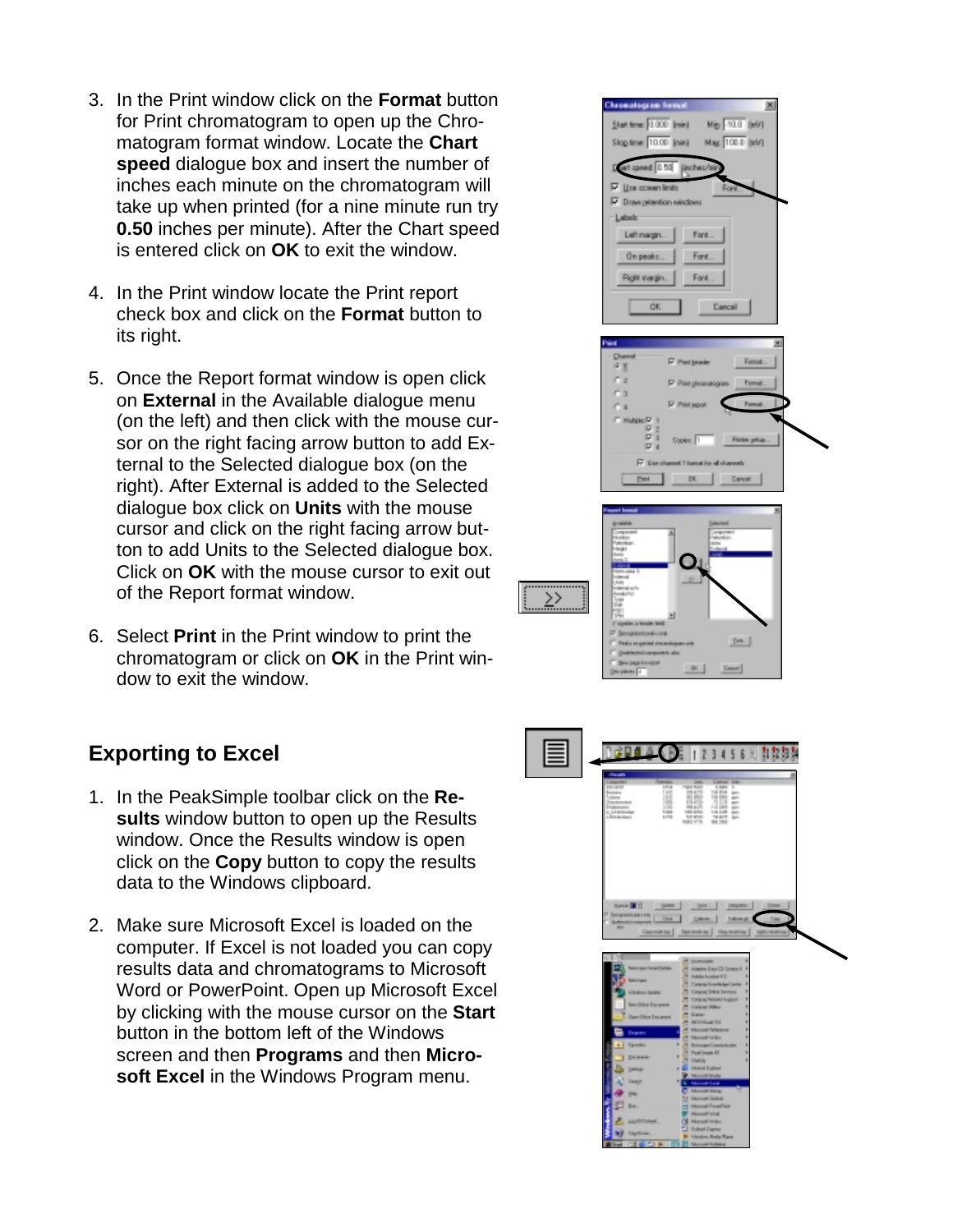3. In the Print window click on the **Format** button for Print chromatogram to open up the Chromatogram format window. Locate the **Chart speed** dialogue box and insert the number of inches each minute on the chromatogram will take up when printed (for a nine minute run try **0.50** inches per minute). After the Chart speed is entered click on **OK** to exit the window.

4. In the Print window locate the Print report check box and click on the **Format** button to its right.

5. Once the Report format window is open click on **External** in the Available dialogue menu (on the left) and then click with the mouse cursor on the right facing arrow button to add External to the Selected dialogue box (on the right). After External is added to the Selected dialogue box click on **Units** with the mouse cursor and click on the right facing arrow button to add Units to the Selected dialogue box. Click on **OK** with the mouse cursor to exit out of the Report format window.

6. Select **Print** in the Print window to print the chromatogram or click on **OK** in the Print window to exit the window.

## Exporting to Excel

1. In the PeakSimple toolbar click on the **Results** window button to open up the Results window. Once the Results window is open click on the **Copy** button to copy the results data to the Windows clipboard.

2. Make sure Microsoft Excel is loaded on the computer. If Excel is not loaded you can copy results data and chromatograms to Microsoft Word or PowerPoint. Open up Microsoft Excel by clicking with the mouse cursor on the **Start** button in the bottom left of the Windows screen and then **Programs** and then **Microsoft Excel** in the Windows Program menu.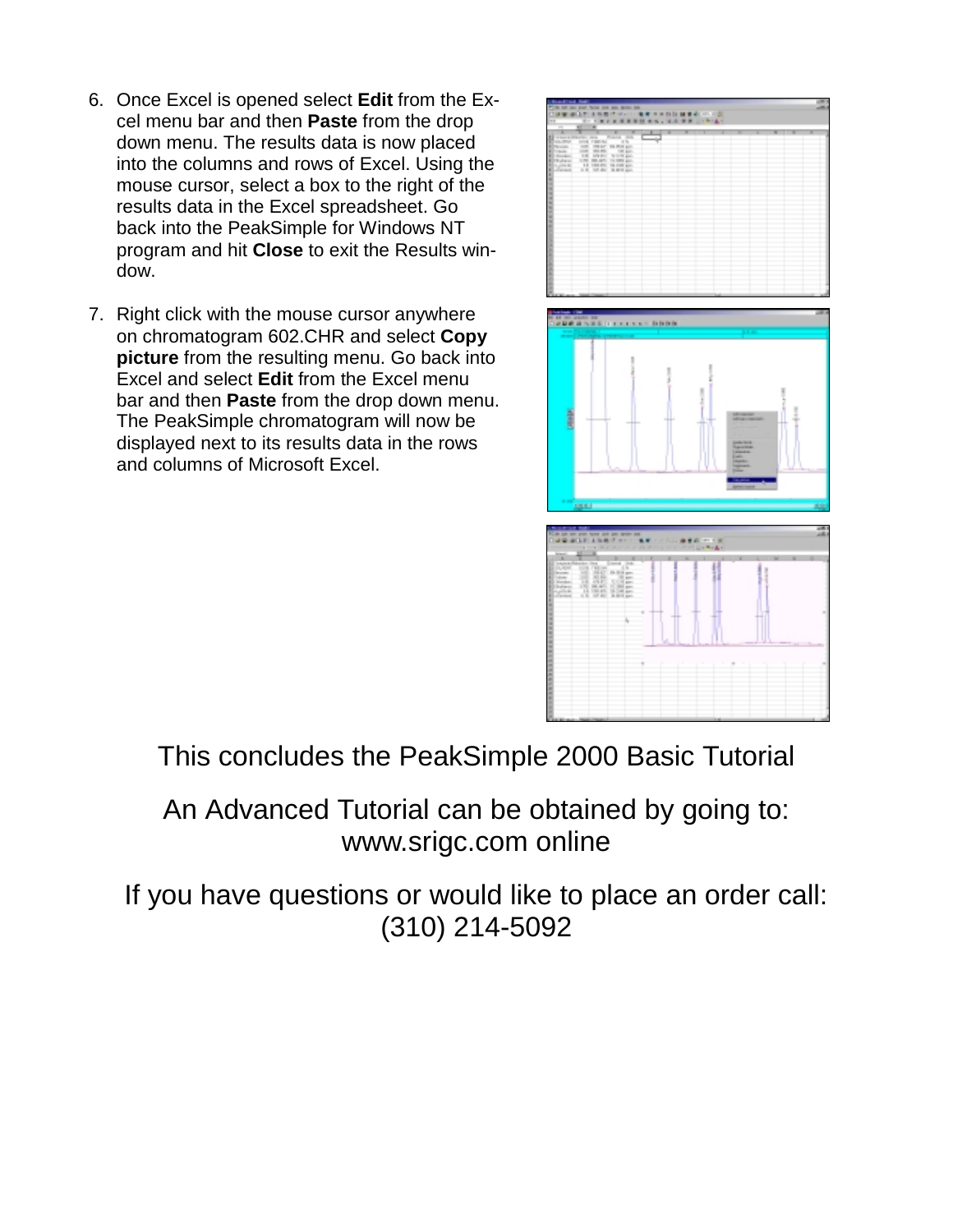6. Once Excel is opened select **Edit** from the Excel menu bar and then **Paste** from the drop down menu. The results data is now placed into the columns and rows of Excel. Using the mouse cursor, select a box to the right of the results data in the Excel spreadsheet. Go back into the PeakSimple for Windows NT program and hit **Close** to exit the Results window.

7. Right click with the mouse cursor anywhere on chromatogram 602.CHR and select **Copy picture** from the resulting menu. Go back into Excel and select **Edit** from the Excel menu bar and then **Paste** from the drop down menu. The PeakSimple chromatogram will now be displayed next to its results data in the rows and columns of Microsoft Excel.

This concludes the PeakSimple 2000 Basic Tutorial

An Advanced Tutorial can be obtained by going to:
www.srigc.com online

If you have questions or would like to place an order call:
(310) 214-5092